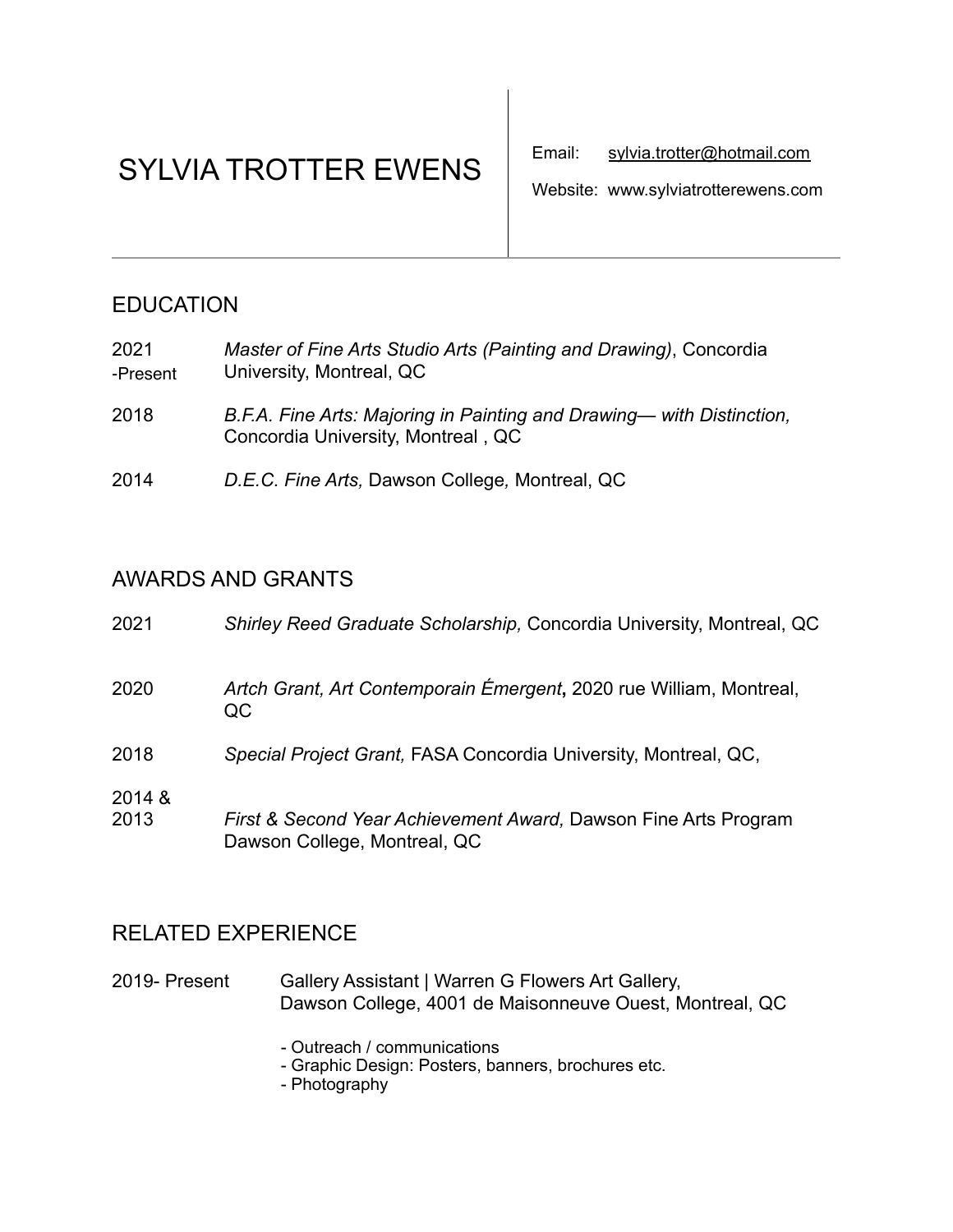# SYLVIA TROTTER EWENS

Email: sylvia.trotter@hotmail.com

Website: www.sylviatrotterewens.com

## EDUCATION

2021 -Present — *Master of Fine Arts Studio Arts (Painting and Drawing)*, Concordia University, Montreal, QC

2018 — *B.F.A. Fine Arts: Majoring in Painting and Drawing— with Distinction,* Concordia University, Montreal , QC

2014 — *D.E.C. Fine Arts,* Dawson College*,* Montreal, QC

## AWARDS AND GRANTS

2021 — *Shirley Reed Graduate Scholarship,* Concordia University, Montreal, QC

2020 — *Artch Grant, Art Contemporain Émergent***,** 2020 rue William, Montreal, QC

2018 — *Special Project Grant,* FASA Concordia University, Montreal, QC,

2014 & 2013 — *First & Second Year Achievement Award,* Dawson Fine Arts Program Dawson College, Montreal, QC

## RELATED EXPERIENCE

2019- Present — Gallery Assistant | Warren G Flowers Art Gallery, Dawson College, 4001 de Maisonneuve Ouest, Montreal, QC

- Outreach / communications
- Graphic Design: Posters, banners, brochures etc.
- Photography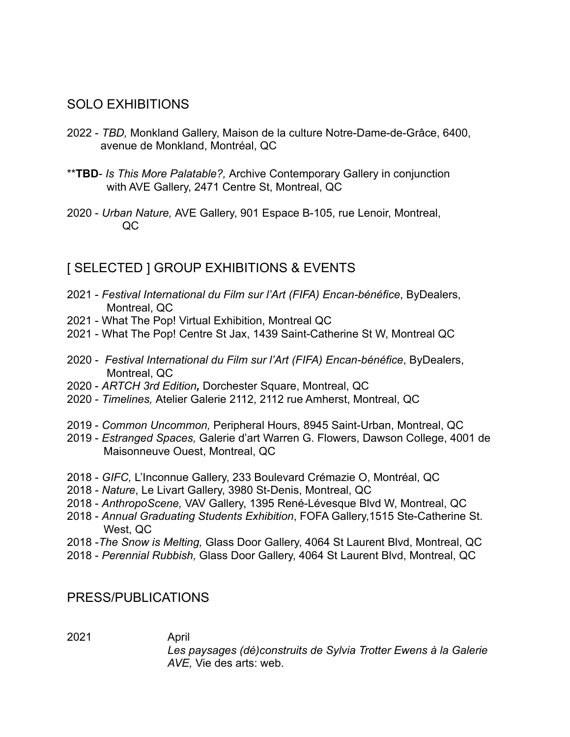## SOLO EXHIBITIONS

2022 - *TBD,* Monkland Gallery, Maison de la culture Notre-Dame-de-Grâce, 6400, avenue de Monkland, Montréal, QC

\*\***TBD**- *Is This More Palatable?,* Archive Contemporary Gallery in conjunction with AVE Gallery, 2471 Centre St, Montreal, QC

2020 - *Urban Nature,* AVE Gallery, 901 Espace B-105, rue Lenoir, Montreal, QC

## [ SELECTED ] GROUP EXHIBITIONS & EVENTS

2021 - *Festival International du Film sur l'Art (FIFA) Encan-bénéfice*, ByDealers, Montreal, QC
2021 - What The Pop! Virtual Exhibition, Montreal QC
2021 - What The Pop! Centre St Jax, 1439 Saint-Catherine St W, Montreal QC

2020 - *Festival International du Film sur l'Art (FIFA) Encan-bénéfice*, ByDealers, Montreal, QC
2020 - *ARTCH 3rd Edition,* Dorchester Square, Montreal, QC
2020 - *Timelines,* Atelier Galerie 2112, 2112 rue Amherst, Montreal, QC

2019 - *Common Uncommon,* Peripheral Hours, 8945 Saint-Urban, Montreal, QC
2019 - *Estranged Spaces,* Galerie d'art Warren G. Flowers, Dawson College, 4001 de Maisonneuve Ouest, Montreal, QC

2018 - *GIFC,* L'Inconnue Gallery, 233 Boulevard Crémazie O, Montréal, QC
2018 - *Nature*, Le Livart Gallery, 3980 St-Denis, Montreal, QC
2018 - *AnthropoScene,* VAV Gallery, 1395 René-Lévesque Blvd W, Montreal, QC
2018 - *Annual Graduating Students Exhibition*, FOFA Gallery,1515 Ste-Catherine St. West, QC
2018 -*The Snow is Melting,* Glass Door Gallery, 4064 St Laurent Blvd, Montreal, QC
2018 - *Perennial Rubbish,* Glass Door Gallery, 4064 St Laurent Blvd, Montreal, QC

## PRESS/PUBLICATIONS

2021 April
*Les paysages (dé)construits de Sylvia Trotter Ewens à la Galerie AVE,* Vie des arts: web.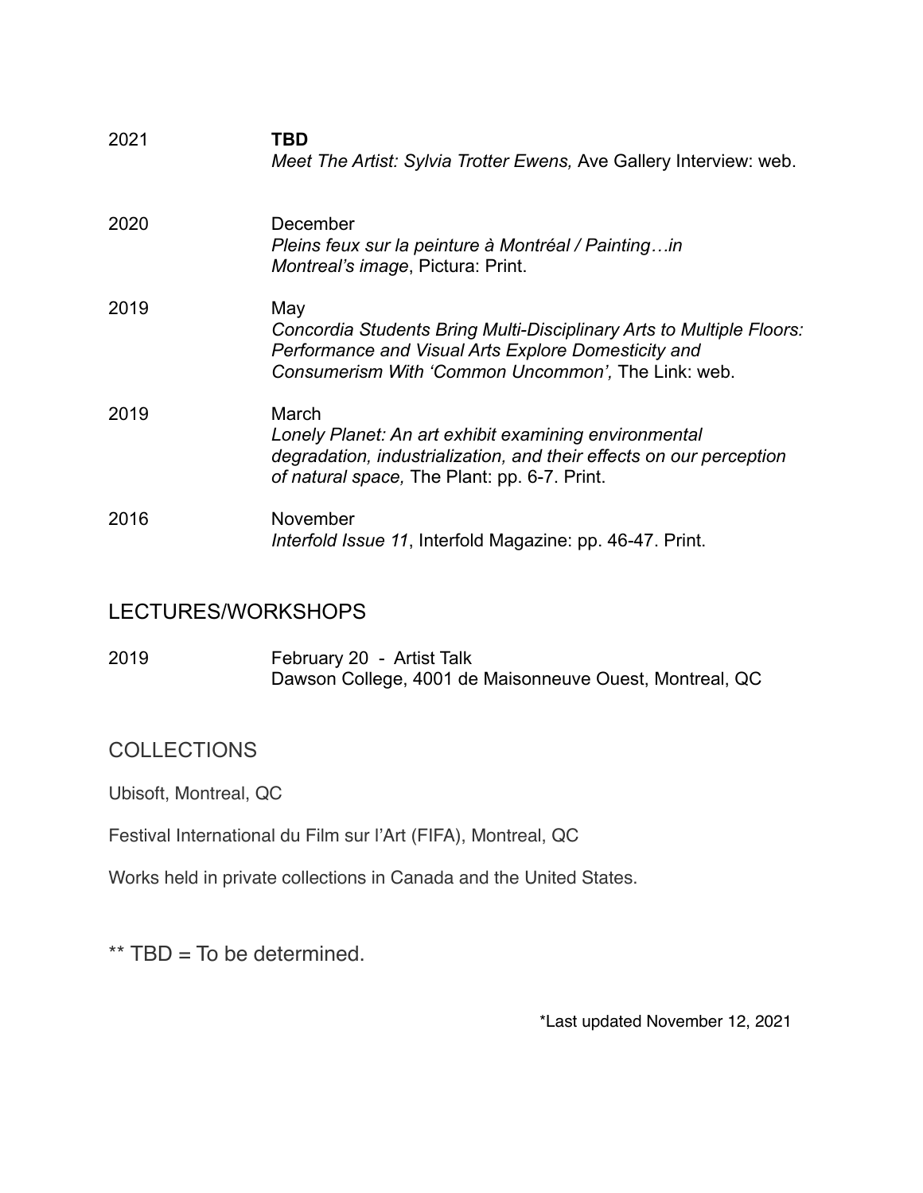| | | |
|---|---|---|
| 2021 | **TBD**<br>*Meet The Artist: Sylvia Trotter Ewens,* Ave Gallery Interview: web. |
| 2020 | December<br>*Pleins feux sur la peinture à Montréal / Painting…in Montreal's image*, Pictura: Print. |
| 2019 | May<br>*Concordia Students Bring Multi-Disciplinary Arts to Multiple Floors: Performance and Visual Arts Explore Domesticity and Consumerism With 'Common Uncommon',* The Link: web. |
| 2019 | March<br>*Lonely Planet: An art exhibit examining environmental degradation, industrialization, and their effects on our perception of natural space,* The Plant: pp. 6-7. Print. |
| 2016 | November<br>*Interfold Issue 11*, Interfold Magazine: pp. 46-47. Print. |

## LECTURES/WORKSHOPS

| | |
|---|---|
| 2019 | February 20 - Artist Talk<br>Dawson College, 4001 de Maisonneuve Ouest, Montreal, QC |

## COLLECTIONS

Ubisoft, Montreal, QC

Festival International du Film sur l'Art (FIFA), Montreal, QC

Works held in private collections in Canada and the United States.

** TBD = To be determined.

*Last updated November 12, 2021